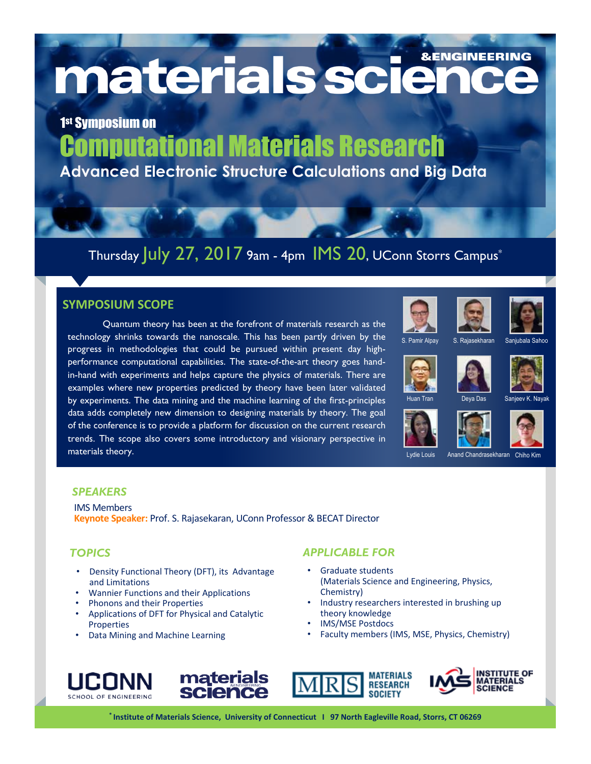# materials science &ENGINEERING

## 1st Symposium on

# Computational Materials Research

### Advanced Electronic Structure Calculations and Big Data

Thursday July 27, 2017 9am - 4pm IMS 20, UConn Storrs Campus*

## SYMPOSIUM SCOPE

Quantum theory has been at the forefront of materials research as the technology shrinks towards the nanoscale. This has been partly driven by the progress in methodologies that could be pursued within present day high-performance computational capabilities. The state-of-the-art theory goes hand-in-hand with experiments and helps capture the physics of materials. There are examples where new properties predicted by theory have been later validated by experiments. The data mining and the machine learning of the first-principles data adds completely new dimension to designing materials by theory. The goal of the conference is to provide a platform for discussion on the current research trends. The scope also covers some introductory and visionary perspective in materials theory.

S. Pamir Alpay, S. Rajasekharan, Sanjubala Sahoo, Huan Tran, Deya Das, Sanjeev K. Nayak, Lydie Louis, Anand Chandrasekharan, Chiho Kim

## *SPEAKERS*

IMS Members

**Keynote Speaker:** Prof. S. Rajasekaran, UConn Professor & BECAT Director

## *TOPICS*

- Density Functional Theory (DFT), its Advantage and Limitations
- Wannier Functions and their Applications
- Phonons and their Properties
- Applications of DFT for Physical and Catalytic Properties
- Data Mining and Machine Learning

## *APPLICABLE FOR*

- Graduate students (Materials Science and Engineering, Physics, Chemistry)
- Industry researchers interested in brushing up theory knowledge
- IMS/MSE Postdocs
- Faculty members (IMS, MSE, Physics, Chemistry)

UCONN SCHOOL OF ENGINEERING | materials science &ENGINEERING | MRS MATERIALS RESEARCH SOCIETY | IMS INSTITUTE OF MATERIALS SCIENCE

**\* Institute of Materials Science, University of Connecticut I 97 North Eagleville Road, Storrs, CT 06269**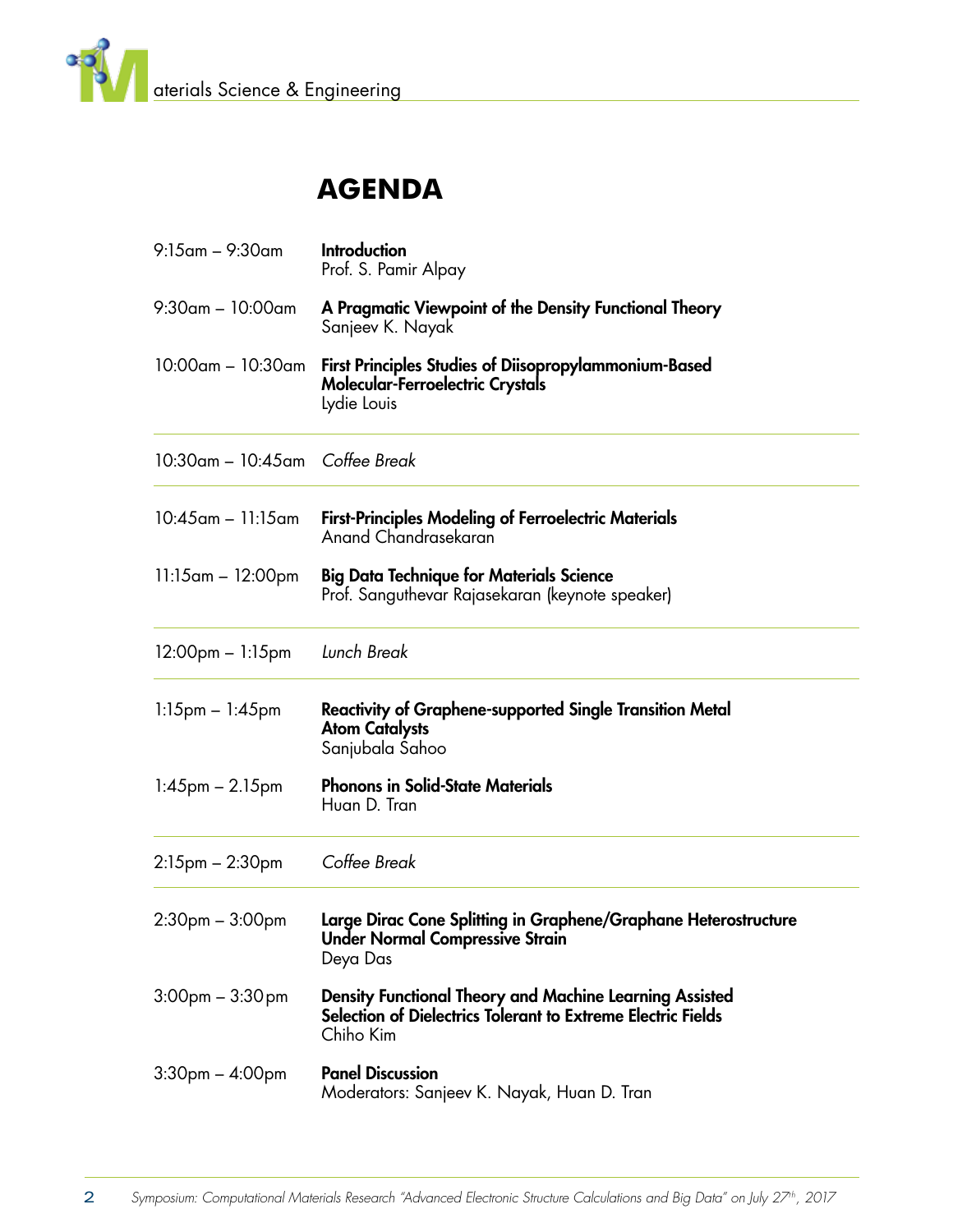# AGENDA

| | |
|---|---|
| 9:15am – 9:30am | **Introduction**<br>Prof. S. Pamir Alpay |
| 9:30am – 10:00am | **A Pragmatic Viewpoint of the Density Functional Theory**<br>Sanjeev K. Nayak |
| 10:00am – 10:30am | **First Principles Studies of Diisopropylammonium-Based Molecular-Ferroelectric Crystals**<br>Lydie Louis |
| 10:30am – 10:45am | *Coffee Break* |
| 10:45am – 11:15am | **First-Principles Modeling of Ferroelectric Materials**<br>Anand Chandrasekaran |
| 11:15am – 12:00pm | **Big Data Technique for Materials Science**<br>Prof. Sanguthevar Rajasekaran (keynote speaker) |
| 12:00pm – 1:15pm | *Lunch Break* |
| 1:15pm – 1:45pm | **Reactivity of Graphene-supported Single Transition Metal Atom Catalysts**<br>Sanjubala Sahoo |
| 1:45pm – 2.15pm | **Phonons in Solid-State Materials**<br>Huan D. Tran |
| 2:15pm – 2:30pm | *Coffee Break* |
| 2:30pm – 3:00pm | **Large Dirac Cone Splitting in Graphene/Graphane Heterostructure Under Normal Compressive Strain**<br>Deya Das |
| 3:00pm – 3:30pm | **Density Functional Theory and Machine Learning Assisted Selection of Dielectrics Tolerant to Extreme Electric Fields**<br>Chiho Kim |
| 3:30pm – 4:00pm | **Panel Discussion**<br>Moderators: Sanjeev K. Nayak, Huan D. Tran |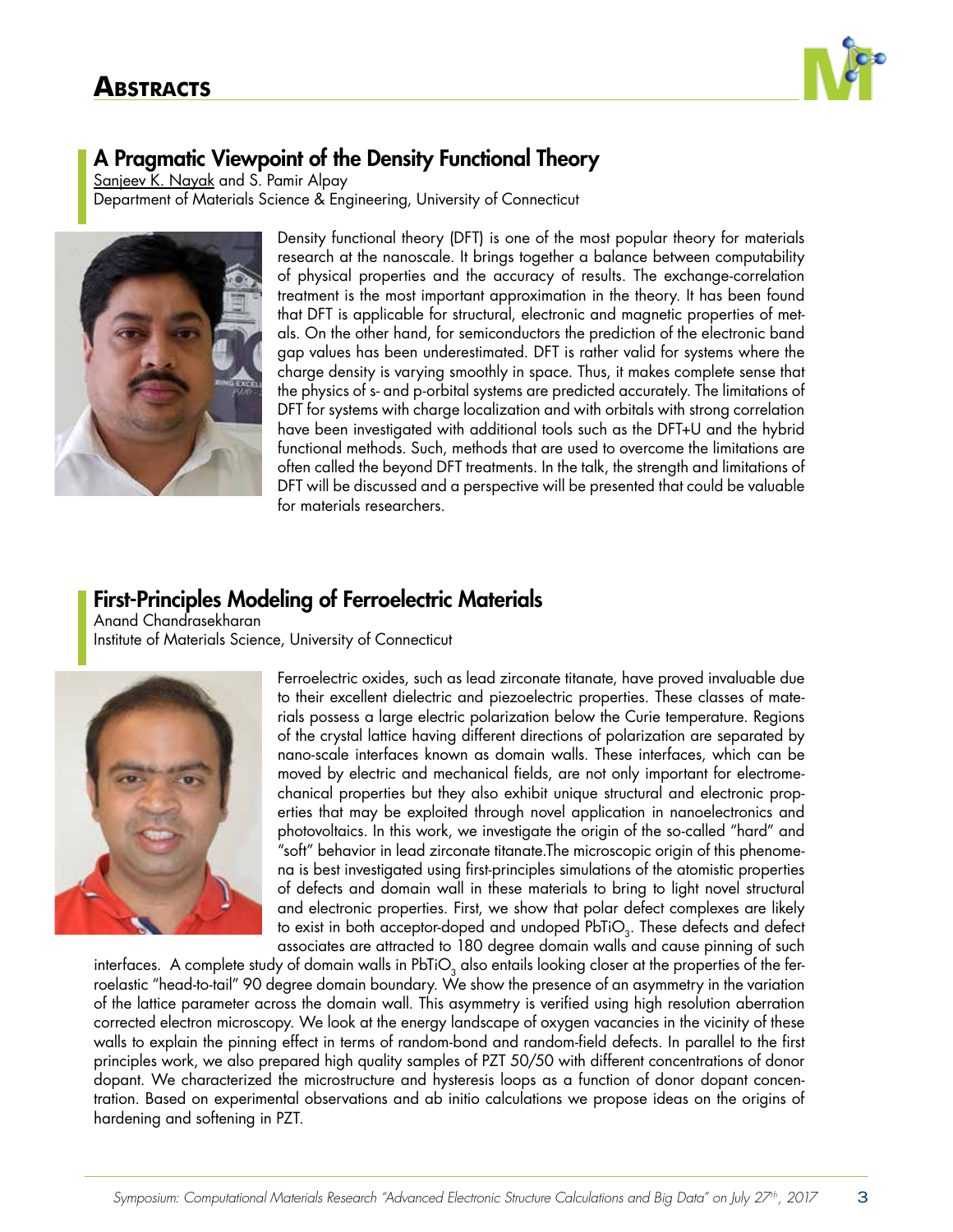# Abstracts

## A Pragmatic Viewpoint of the Density Functional Theory

Sanjeev K. Nayak and S. Pamir Alpay
Department of Materials Science & Engineering, University of Connecticut

Density functional theory (DFT) is one of the most popular theory for materials research at the nanoscale. It brings together a balance between computability of physical properties and the accuracy of results. The exchange-correlation treatment is the most important approximation in the theory. It has been found that DFT is applicable for structural, electronic and magnetic properties of metals. On the other hand, for semiconductors the prediction of the electronic band gap values has been underestimated. DFT is rather valid for systems where the charge density is varying smoothly in space. Thus, it makes complete sense that the physics of s- and p-orbital systems are predicted accurately. The limitations of DFT for systems with charge localization and with orbitals with strong correlation have been investigated with additional tools such as the DFT+U and the hybrid functional methods. Such, methods that are used to overcome the limitations are often called the beyond DFT treatments. In the talk, the strength and limitations of DFT will be discussed and a perspective will be presented that could be valuable for materials researchers.

## First-Principles Modeling of Ferroelectric Materials

Anand Chandrasekharan
Institute of Materials Science, University of Connecticut

Ferroelectric oxides, such as lead zirconate titanate, have proved invaluable due to their excellent dielectric and piezoelectric properties. These classes of materials possess a large electric polarization below the Curie temperature. Regions of the crystal lattice having different directions of polarization are separated by nano-scale interfaces known as domain walls. These interfaces, which can be moved by electric and mechanical fields, are not only important for electromechanical properties but they also exhibit unique structural and electronic properties that may be exploited through novel application in nanoelectronics and photovoltaics. In this work, we investigate the origin of the so-called "hard" and "soft" behavior in lead zirconate titanate.The microscopic origin of this phenomena is best investigated using first-principles simulations of the atomistic properties of defects and domain wall in these materials to bring to light novel structural and electronic properties. First, we show that polar defect complexes are likely to exist in both acceptor-doped and undoped $PbTiO_3$. These defects and defect associates are attracted to 180 degree domain walls and cause pinning of such interfaces. A complete study of domain walls in $PbTiO_3$ also entails looking closer at the properties of the ferroelastic "head-to-tail" 90 degree domain boundary. We show the presence of an asymmetry in the variation of the lattice parameter across the domain wall. This asymmetry is verified using high resolution aberration corrected electron microscopy. We look at the energy landscape of oxygen vacancies in the vicinity of these walls to explain the pinning effect in terms of random-bond and random-field defects. In parallel to the first principles work, we also prepared high quality samples of PZT 50/50 with different concentrations of donor dopant. We characterized the microstructure and hysteresis loops as a function of donor dopant concentration. Based on experimental observations and ab initio calculations we propose ideas on the origins of hardening and softening in PZT.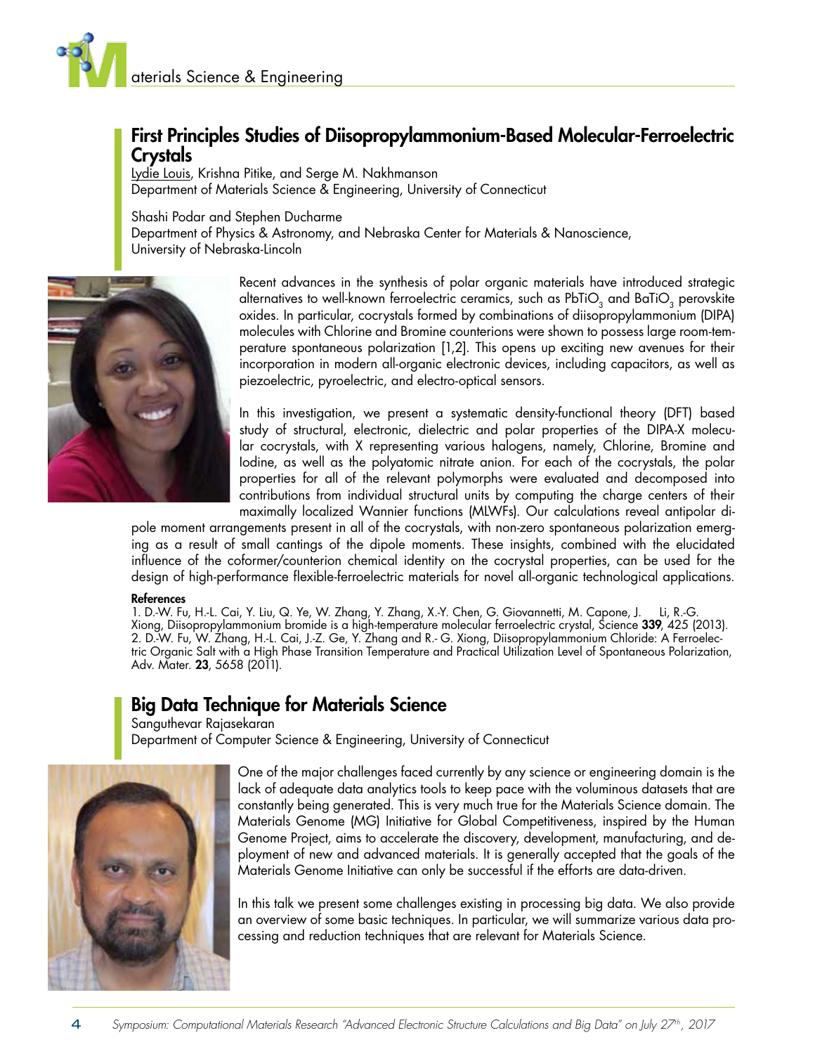## First Principles Studies of Diisopropylammonium-Based Molecular-Ferroelectric Crystals

Lydie Louis, Krishna Pitike, and Serge M. Nakhmanson
Department of Materials Science & Engineering, University of Connecticut

Shashi Podar and Stephen Ducharme
Department of Physics & Astronomy, and Nebraska Center for Materials & Nanoscience, University of Nebraska-Lincoln

Recent advances in the synthesis of polar organic materials have introduced strategic alternatives to well-known ferroelectric ceramics, such as $PbTiO_3$ and $BaTiO_3$ perovskite oxides. In particular, cocrystals formed by combinations of diisopropylammonium (DIPA) molecules with Chlorine and Bromine counterions were shown to possess large room-temperature spontaneous polarization [1,2]. This opens up exciting new avenues for their incorporation in modern all-organic electronic devices, including capacitors, as well as piezoelectric, pyroelectric, and electro-optical sensors.

In this investigation, we present a systematic density-functional theory (DFT) based study of structural, electronic, dielectric and polar properties of the DIPA-X molecular cocrystals, with X representing various halogens, namely, Chlorine, Bromine and Iodine, as well as the polyatomic nitrate anion. For each of the cocrystals, the polar properties for all of the relevant polymorphs were evaluated and decomposed into contributions from individual structural units by computing the charge centers of their maximally localized Wannier functions (MLWFs). Our calculations reveal antipolar dipole moment arrangements present in all of the cocrystals, with non-zero spontaneous polarization emerging as a result of small cantings of the dipole moments. These insights, combined with the elucidated influence of the coformer/counterion chemical identity on the cocrystal properties, can be used for the design of high-performance flexible-ferroelectric materials for novel all-organic technological applications.

**References**

1. D.-W. Fu, H.-L. Cai, Y. Liu, Q. Ye, W. Zhang, Y. Zhang, X.-Y. Chen, G. Giovannetti, M. Capone, J. Li, R.-G. Xiong, Diisopropylammonium bromide is a high-temperature molecular ferroelectric crystal, Science **339**, 425 (2013).
2. D.-W. Fu, W. Zhang, H.-L. Cai, J.-Z. Ge, Y. Zhang and R.- G. Xiong, Diisopropylammonium Chloride: A Ferroelectric Organic Salt with a High Phase Transition Temperature and Practical Utilization Level of Spontaneous Polarization, Adv. Mater. **23**, 5658 (2011).

## Big Data Technique for Materials Science

Sanguthevar Rajasekaran
Department of Computer Science & Engineering, University of Connecticut

One of the major challenges faced currently by any science or engineering domain is the lack of adequate data analytics tools to keep pace with the voluminous datasets that are constantly being generated. This is very much true for the Materials Science domain. The Materials Genome (MG) Initiative for Global Competitiveness, inspired by the Human Genome Project, aims to accelerate the discovery, development, manufacturing, and deployment of new and advanced materials. It is generally accepted that the goals of the Materials Genome Initiative can only be successful if the efforts are data-driven.

In this talk we present some challenges existing in processing big data. We also provide an overview of some basic techniques. In particular, we will summarize various data processing and reduction techniques that are relevant for Materials Science.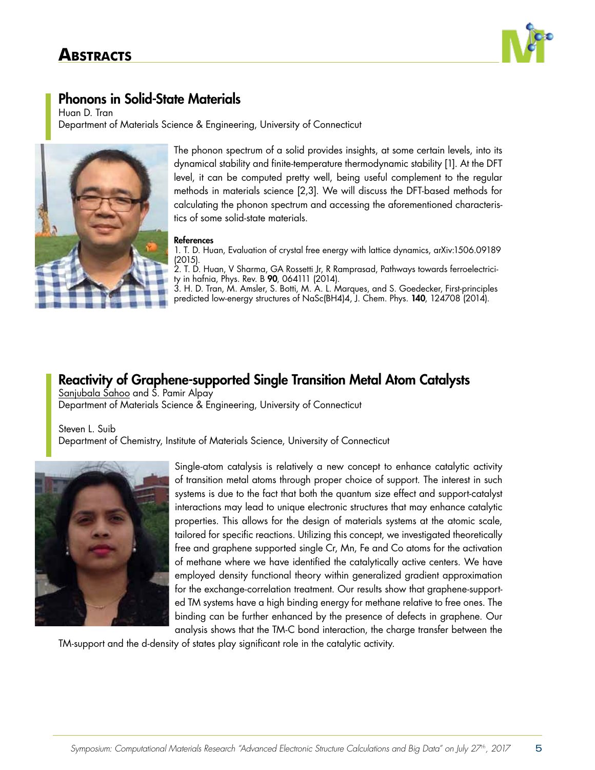## Phonons in Solid-State Materials

Huan D. Tran
Department of Materials Science & Engineering, University of Connecticut

The phonon spectrum of a solid provides insights, at some certain levels, into its dynamical stability and finite-temperature thermodynamic stability [1]. At the DFT level, it can be computed pretty well, being useful complement to the regular methods in materials science [2,3]. We will discuss the DFT-based methods for calculating the phonon spectrum and accessing the aforementioned characteristics of some solid-state materials.

**References**

1. T. D. Huan, Evaluation of crystal free energy with lattice dynamics, arXiv:1506.09189 (2015).
2. T. D. Huan, V Sharma, GA Rossetti Jr, R Ramprasad, Pathways towards ferroelectricity in hafnia, Phys. Rev. B **90**, 064111 (2014).
3. H. D. Tran, M. Amsler, S. Botti, M. A. L. Marques, and S. Goedecker, First-principles predicted low-energy structures of $NaSc(BH_4)_4$, J. Chem. Phys. **140**, 124708 (2014).

## Reactivity of Graphene-supported Single Transition Metal Atom Catalysts

Sanjubala Sahoo and S. Pamir Alpay
Department of Materials Science & Engineering, University of Connecticut

Steven L. Suib
Department of Chemistry, Institute of Materials Science, University of Connecticut

Single-atom catalysis is relatively a new concept to enhance catalytic activity of transition metal atoms through proper choice of support. The interest in such systems is due to the fact that both the quantum size effect and support-catalyst interactions may lead to unique electronic structures that may enhance catalytic properties. This allows for the design of materials systems at the atomic scale, tailored for specific reactions. Utilizing this concept, we investigated theoretically free and graphene supported single Cr, Mn, Fe and Co atoms for the activation of methane where we have identified the catalytically active centers. We have employed density functional theory within generalized gradient approximation for the exchange-correlation treatment. Our results show that graphene-supported TM systems have a high binding energy for methane relative to free ones. The binding can be further enhanced by the presence of defects in graphene. Our analysis shows that the TM-C bond interaction, the charge transfer between the TM-support and the d-density of states play significant role in the catalytic activity.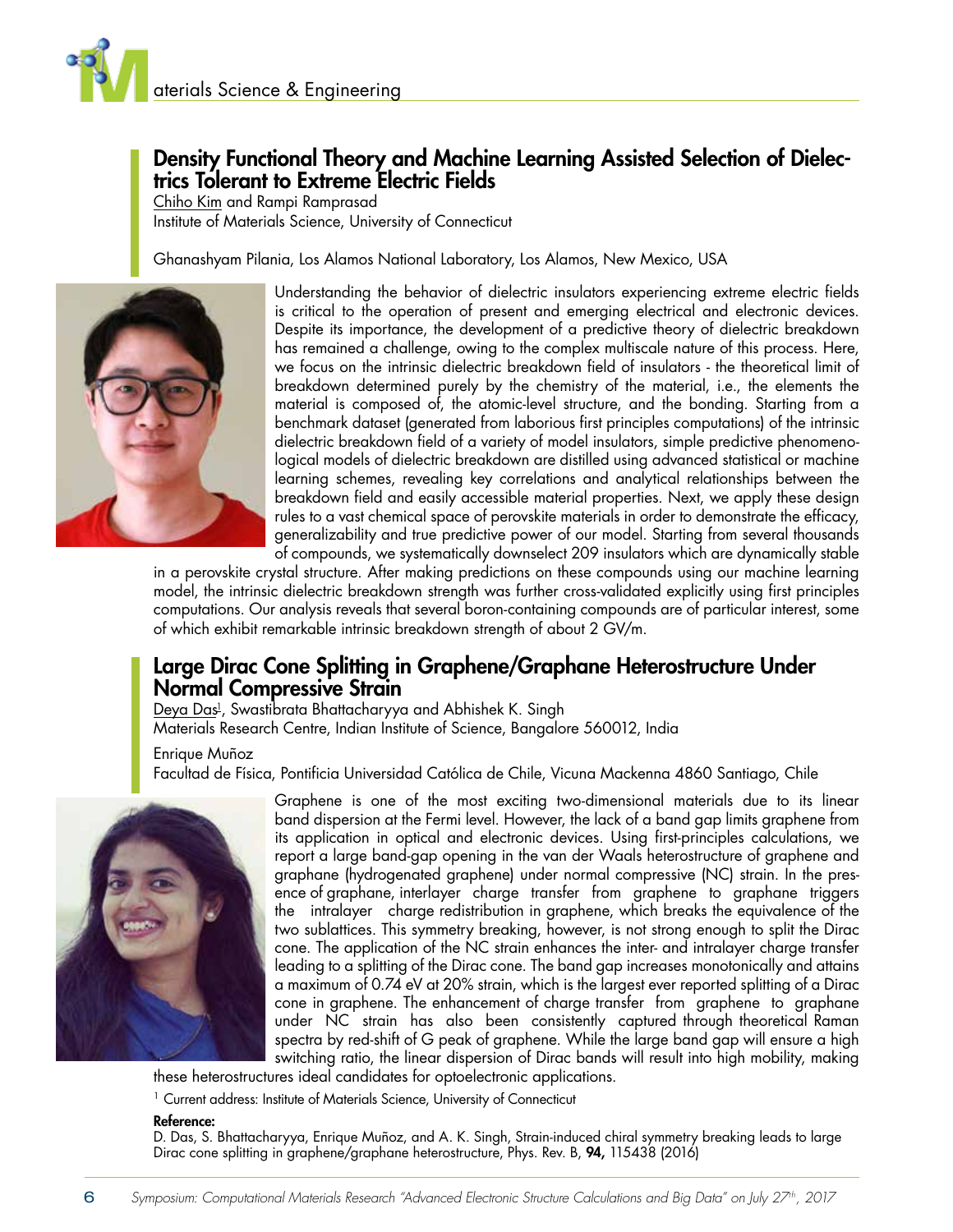## Density Functional Theory and Machine Learning Assisted Selection of Dielectrics Tolerant to Extreme Electric Fields

Chiho Kim and Rampi Ramprasad
Institute of Materials Science, University of Connecticut

Ghanashyam Pilania, Los Alamos National Laboratory, Los Alamos, New Mexico, USA

Understanding the behavior of dielectric insulators experiencing extreme electric fields is critical to the operation of present and emerging electrical and electronic devices. Despite its importance, the development of a predictive theory of dielectric breakdown has remained a challenge, owing to the complex multiscale nature of this process. Here, we focus on the intrinsic dielectric breakdown field of insulators - the theoretical limit of breakdown determined purely by the chemistry of the material, i.e., the elements the material is composed of, the atomic-level structure, and the bonding. Starting from a benchmark dataset (generated from laborious first principles computations) of the intrinsic dielectric breakdown field of a variety of model insulators, simple predictive phenomenological models of dielectric breakdown are distilled using advanced statistical or machine learning schemes, revealing key correlations and analytical relationships between the breakdown field and easily accessible material properties. Next, we apply these design rules to a vast chemical space of perovskite materials in order to demonstrate the efficacy, generalizability and true predictive power of our model. Starting from several thousands of compounds, we systematically downselect 209 insulators which are dynamically stable in a perovskite crystal structure. After making predictions on these compounds using our machine learning model, the intrinsic dielectric breakdown strength was further cross-validated explicitly using first principles computations. Our analysis reveals that several boron-containing compounds are of particular interest, some of which exhibit remarkable intrinsic breakdown strength of about 2 GV/m.

## Large Dirac Cone Splitting in Graphene/Graphane Heterostructure Under Normal Compressive Strain

Deya Das[1], Swastibrata Bhattacharyya and Abhishek K. Singh
Materials Research Centre, Indian Institute of Science, Bangalore 560012, India

Enrique Muñoz
Facultad de Física, Pontificia Universidad Católica de Chile, Vicuna Mackenna 4860 Santiago, Chile

Graphene is one of the most exciting two-dimensional materials due to its linear band dispersion at the Fermi level. However, the lack of a band gap limits graphene from its application in optical and electronic devices. Using first-principles calculations, we report a large band-gap opening in the van der Waals heterostructure of graphene and graphane (hydrogenated graphene) under normal compressive (NC) strain. In the presence of graphane, interlayer charge transfer from graphene to graphane triggers the intralayer charge redistribution in graphene, which breaks the equivalence of the two sublattices. This symmetry breaking, however, is not strong enough to split the Dirac cone. The application of the NC strain enhances the inter- and intralayer charge transfer leading to a splitting of the Dirac cone. The band gap increases monotonically and attains a maximum of 0.74 eV at 20% strain, which is the largest ever reported splitting of a Dirac cone in graphene. The enhancement of charge transfer from graphene to graphane under NC strain has also been consistently captured through theoretical Raman spectra by red-shift of G peak of graphene. While the large band gap will ensure a high switching ratio, the linear dispersion of Dirac bands will result into high mobility, making these heterostructures ideal candidates for optoelectronic applications.

[1] Current address: Institute of Materials Science, University of Connecticut

**Reference:**
D. Das, S. Bhattacharyya, Enrique Muñoz, and A. K. Singh, Strain-induced chiral symmetry breaking leads to large Dirac cone splitting in graphene/graphane heterostructure, Phys. Rev. B, **94,** 115438 (2016)